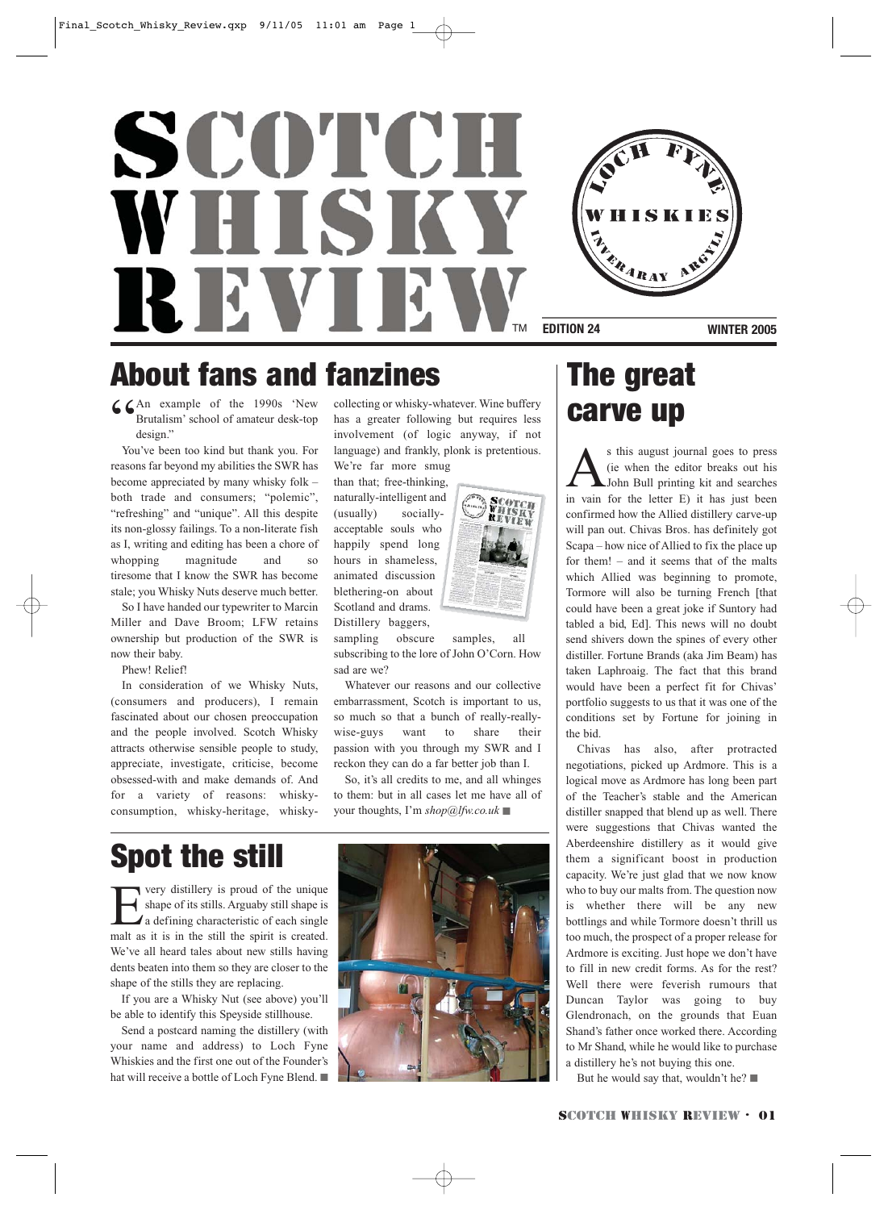# SCOTCH WHISKY REVIEW™

LOCH FYNE WHISKIES INVERARAY ARGYLL

EDITION 24 WINTER 2005

## About fans and fanzines

"An example of the 1990s 'New Brutalism' school of amateur desk-top design."

You've been too kind but thank you. For reasons far beyond my abilities the SWR has become appreciated by many whisky folk – both trade and consumers; "polemic", "refreshing" and "unique". All this despite its non-glossy failings. To a non-literate fish as I, writing and editing has been a chore of whopping magnitude and so tiresome that I know the SWR has become stale; you Whisky Nuts deserve much better.

So I have handed our typewriter to Marcin Miller and Dave Broom; LFW retains ownership but production of the SWR is now their baby.

Phew! Relief!

In consideration of we Whisky Nuts, (consumers and producers), I remain fascinated about our chosen preoccupation and the people involved. Scotch Whisky attracts otherwise sensible people to study, appreciate, investigate, criticise, become obsessed-with and make demands of. And for a variety of reasons: whisky-consumption, whisky-heritage, whisky-collecting or whisky-whatever. Wine buffery has a greater following but requires less involvement (of logic anyway, if not language) and frankly, plonk is pretentious. We're far more smug than that; free-thinking, naturally-intelligent and (usually) socially-acceptable souls who happily spend long hours in shameless, animated discussion blethering-on about Scotland and drams. Distillery baggers, sampling obscure samples, all subscribing to the lore of John O'Corn. How sad are we?

Whatever our reasons and our collective embarrassment, Scotch is important to us, so much so that a bunch of really-really-wise-guys want to share their passion with you through my SWR and I reckon they can do a far better job than I.

So, it's all credits to me, and all whinges to them: but in all cases let me have all of your thoughts, I'm *shop@lfw.co.uk* ■

## Spot the still

Every distillery is proud of the unique shape of its stills. Arguaby still shape is a defining characteristic of each single malt as it is in the still the spirit is created. We've all heard tales about new stills having dents beaten into them so they are closer to the shape of the stills they are replacing.

If you are a Whisky Nut (see above) you'll be able to identify this Speyside stillhouse.

Send a postcard naming the distillery (with your name and address) to Loch Fyne Whiskies and the first one out of the Founder's hat will receive a bottle of Loch Fyne Blend. ■

## The great carve up

As this august journal goes to press (ie when the editor breaks out his John Bull printing kit and searches in vain for the letter E) it has just been confirmed how the Allied distillery carve-up will pan out. Chivas Bros. has definitely got Scapa – how nice of Allied to fix the place up for them! – and it seems that of the malts which Allied was beginning to promote, Tormore will also be turning French [that could have been a great joke if Suntory had tabled a bid, Ed]. This news will no doubt send shivers down the spines of every other distiller. Fortune Brands (aka Jim Beam) has taken Laphroaig. The fact that this brand would have been a perfect fit for Chivas' portfolio suggests to us that it was one of the conditions set by Fortune for joining in the bid.

Chivas has also, after protracted negotiations, picked up Ardmore. This is a logical move as Ardmore has long been part of the Teacher's stable and the American distiller snapped that blend up as well. There were suggestions that Chivas wanted the Aberdeenshire distillery as it would give them a significant boost in production capacity. We're just glad that we now know who to buy our malts from. The question now is whether there will be any new bottlings and while Tormore doesn't thrill us too much, the prospect of a proper release for Ardmore is exciting. Just hope we don't have to fill in new credit forms. As for the rest? Well there were feverish rumours that Duncan Taylor was going to buy Glendronach, on the grounds that Euan Shand's father once worked there. According to Mr Shand, while he would like to purchase a distillery he's not buying this one.

But he would say that, wouldn't he? ■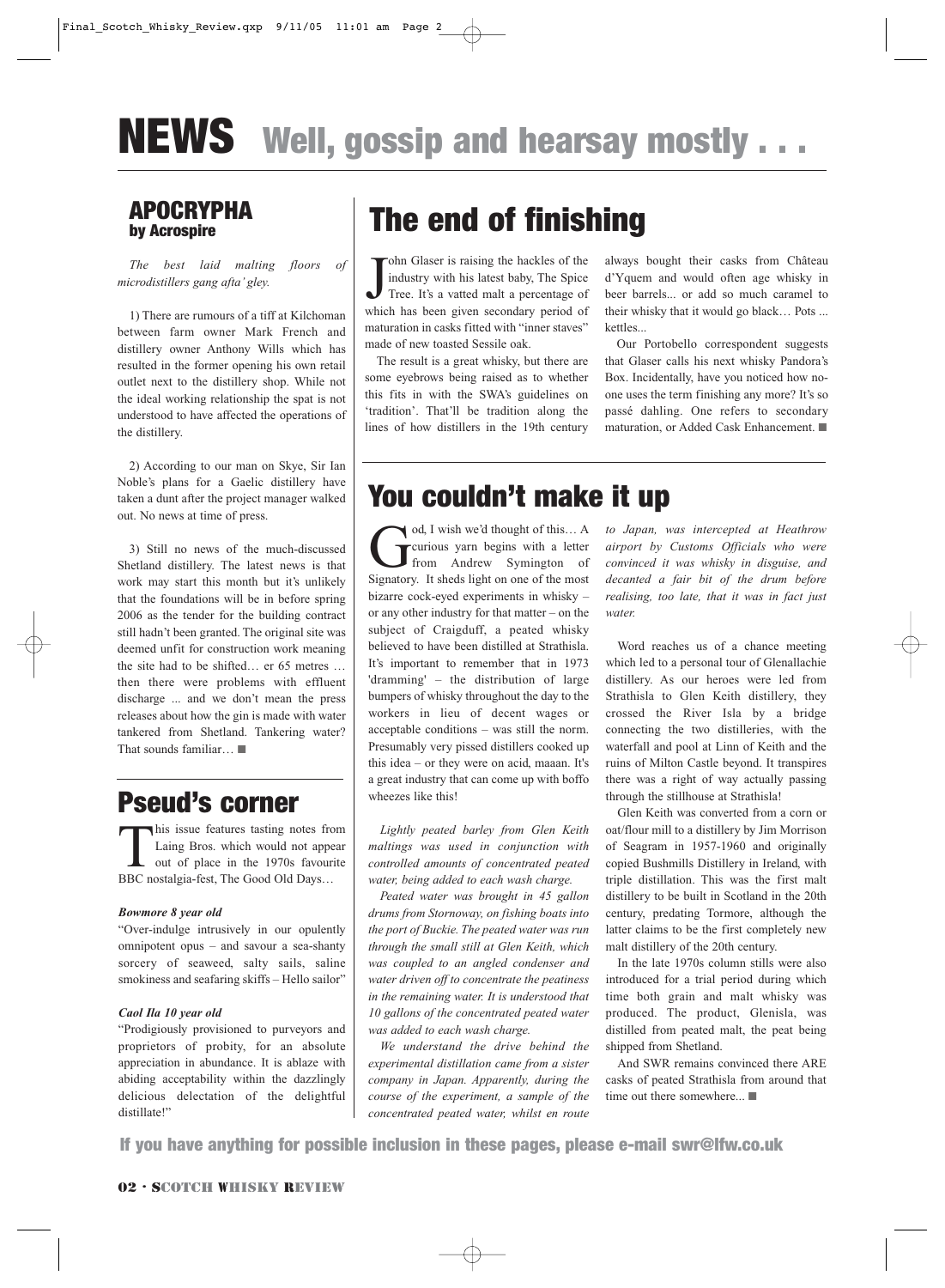# NEWS Well, gossip and hearsay mostly . . .

## APOCRYPHA
### by Acrospire

*The best laid malting floors of microdistillers gang afta' gley.*

1) There are rumours of a tiff at Kilchoman between farm owner Mark French and distillery owner Anthony Wills which has resulted in the former opening his own retail outlet next to the distillery shop. While not the ideal working relationship the spat is not understood to have affected the operations of the distillery.

2) According to our man on Skye, Sir Ian Noble's plans for a Gaelic distillery have taken a dunt after the project manager walked out. No news at time of press.

3) Still no news of the much-discussed Shetland distillery. The latest news is that work may start this month but it's unlikely that the foundations will be in before spring 2006 as the tender for the building contract still hadn't been granted. The original site was deemed unfit for construction work meaning the site had to be shifted… er 65 metres … then there were problems with effluent discharge ... and we don't mean the press releases about how the gin is made with water tankered from Shetland. Tankering water? That sounds familiar… ■

## Pseud's corner

This issue features tasting notes from Laing Bros. which would not appear out of place in the 1970s favourite BBC nostalgia-fest, The Good Old Days…

***Bowmore 8 year old***

"Over-indulge intrusively in our opulently omnipotent opus – and savour a sea-shanty sorcery of seaweed, salty sails, saline smokiness and seafaring skiffs – Hello sailor"

***Caol Ila 10 year old***

"Prodigiously provisioned to purveyors and proprietors of probity, for an absolute appreciation in abundance. It is ablaze with abiding acceptability within the dazzlingly delicious delectation of the delightful distillate!"

## The end of finishing

John Glaser is raising the hackles of the industry with his latest baby, The Spice Tree. It's a vatted malt a percentage of which has been given secondary period of maturation in casks fitted with "inner staves" made of new toasted Sessile oak.

The result is a great whisky, but there are some eyebrows being raised as to whether this fits in with the SWA's guidelines on 'tradition'. That'll be tradition along the lines of how distillers in the 19th century always bought their casks from Château d'Yquem and would often age whisky in beer barrels... or add so much caramel to their whisky that it would go black… Pots ... kettles...

Our Portobello correspondent suggests that Glaser calls his next whisky Pandora's Box. Incidentally, have you noticed how no-one uses the term finishing any more? It's so passé dahling. One refers to secondary maturation, or Added Cask Enhancement. ■

## You couldn't make it up

God, I wish we'd thought of this… A curious yarn begins with a letter from Andrew Symington of Signatory. It sheds light on one of the most bizarre cock-eyed experiments in whisky – or any other industry for that matter – on the subject of Craigduff, a peated whisky believed to have been distilled at Strathisla. It's important to remember that in 1973 'dramming' – the distribution of large bumpers of whisky throughout the day to the workers in lieu of decent wages or acceptable conditions – was still the norm. Presumably very pissed distillers cooked up this idea – or they were on acid, maaan. It's a great industry that can come up with boffo wheezes like this!

*Lightly peated barley from Glen Keith maltings was used in conjunction with controlled amounts of concentrated peated water, being added to each wash charge.*

*Peated water was brought in 45 gallon drums from Stornoway, on fishing boats into the port of Buckie. The peated water was run through the small still at Glen Keith, which was coupled to an angled condenser and water driven off to concentrate the peatiness in the remaining water. It is understood that 10 gallons of the concentrated peated water was added to each wash charge.*

*We understand the drive behind the experimental distillation came from a sister company in Japan. Apparently, during the course of the experiment, a sample of the concentrated peated water, whilst en route to Japan, was intercepted at Heathrow airport by Customs Officials who were convinced it was whisky in disguise, and decanted a fair bit of the drum before realising, too late, that it was in fact just water.*

Word reaches us of a chance meeting which led to a personal tour of Glenallachie distillery. As our heroes were led from Strathisla to Glen Keith distillery, they crossed the River Isla by a bridge connecting the two distilleries, with the waterfall and pool at Linn of Keith and the ruins of Milton Castle beyond. It transpires there was a right of way actually passing through the stillhouse at Strathisla!

Glen Keith was converted from a corn or oat/flour mill to a distillery by Jim Morrison of Seagram in 1957-1960 and originally copied Bushmills Distillery in Ireland, with triple distillation. This was the first malt distillery to be built in Scotland in the 20th century, predating Tormore, although the latter claims to be the first completely new malt distillery of the 20th century.

In the late 1970s column stills were also introduced for a trial period during which time both grain and malt whisky was produced. The product, Glenisla, was distilled from peated malt, the peat being shipped from Shetland.

And SWR remains convinced there ARE casks of peated Strathisla from around that time out there somewhere... ■

**If you have anything for possible inclusion in these pages, please e-mail swr@lfw.co.uk**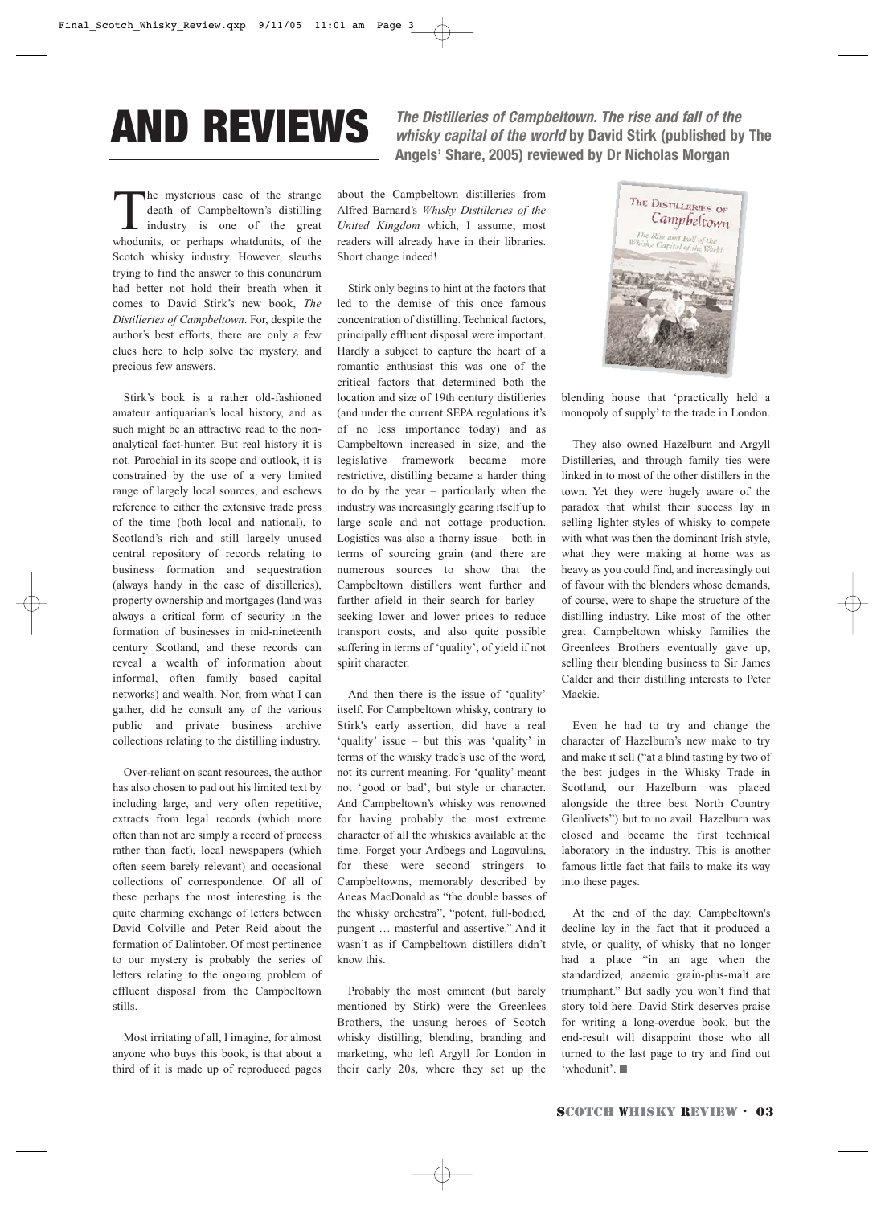# AND REVIEWS

***The Distilleries of Campbeltown. The rise and fall of the whisky capital of the world*** **by David Stirk (published by The Angels' Share, 2005) reviewed by Dr Nicholas Morgan**

The mysterious case of the strange death of Campbeltown's distilling industry is one of the great whodunits, or perhaps whatdunits, of the Scotch whisky industry. However, sleuths trying to find the answer to this conundrum had better not hold their breath when it comes to David Stirk's new book, *The Distilleries of Campbeltown*. For, despite the author's best efforts, there are only a few clues here to help solve the mystery, and precious few answers.

Stirk's book is a rather old-fashioned amateur antiquarian's local history, and as such might be an attractive read to the non-analytical fact-hunter. But real history it is not. Parochial in its scope and outlook, it is constrained by the use of a very limited range of largely local sources, and eschews reference to either the extensive trade press of the time (both local and national), to Scotland's rich and still largely unused central repository of records relating to business formation and sequestration (always handy in the case of distilleries), property ownership and mortgages (land was always a critical form of security in the formation of businesses in mid-nineteenth century Scotland, and these records can reveal a wealth of information about informal, often family based capital networks) and wealth. Nor, from what I can gather, did he consult any of the various public and private business archive collections relating to the distilling industry.

Over-reliant on scant resources, the author has also chosen to pad out his limited text by including large, and very often repetitive, extracts from legal records (which more often than not are simply a record of process rather than fact), local newspapers (which often seem barely relevant) and occasional collections of correspondence. Of all of these perhaps the most interesting is the quite charming exchange of letters between David Colville and Peter Reid about the formation of Dalintober. Of most pertinence to our mystery is probably the series of letters relating to the ongoing problem of effluent disposal from the Campbeltown stills.

Most irritating of all, I imagine, for almost anyone who buys this book, is that about a third of it is made up of reproduced pages about the Campbeltown distilleries from Alfred Barnard's *Whisky Distilleries of the United Kingdom* which, I assume, most readers will already have in their libraries. Short change indeed!

Stirk only begins to hint at the factors that led to the demise of this once famous concentration of distilling. Technical factors, principally effluent disposal were important. Hardly a subject to capture the heart of a romantic enthusiast this was one of the critical factors that determined both the location and size of 19th century distilleries (and under the current SEPA regulations it's of no less importance today) and as Campbeltown increased in size, and the legislative framework became more restrictive, distilling became a harder thing to do by the year – particularly when the industry was increasingly gearing itself up to large scale and not cottage production. Logistics was also a thorny issue – both in terms of sourcing grain (and there are numerous sources to show that the Campbeltown distillers went further and further afield in their search for barley – seeking lower and lower prices to reduce transport costs, and also quite possible suffering in terms of 'quality', of yield if not spirit character.

And then there is the issue of 'quality' itself. For Campbeltown whisky, contrary to Stirk's early assertion, did have a real 'quality' issue – but this was 'quality' in terms of the whisky trade's use of the word, not its current meaning. For 'quality' meant not 'good or bad', but style or character. And Campbeltown's whisky was renowned for having probably the most extreme character of all the whiskies available at the time. Forget your Ardbegs and Lagavulins, for these were second stringers to Campbeltowns, memorably described by Aneas MacDonald as "the double basses of the whisky orchestra", "potent, full-bodied, pungent … masterful and assertive." And it wasn't as if Campbeltown distillers didn't know this.

Probably the most eminent (but barely mentioned by Stirk) were the Greenlees Brothers, the unsung heroes of Scotch whisky distilling, blending, branding and marketing, who left Argyll for London in their early 20s, where they set up the blending house that 'practically held a monopoly of supply' to the trade in London.

They also owned Hazelburn and Argyll Distilleries, and through family ties were linked in to most of the other distillers in the town. Yet they were hugely aware of the paradox that whilst their success lay in selling lighter styles of whisky to compete with what was then the dominant Irish style, what they were making at home was as heavy as you could find, and increasingly out of favour with the blenders whose demands, of course, were to shape the structure of the distilling industry. Like most of the other great Campbeltown whisky families the Greenlees Brothers eventually gave up, selling their blending business to Sir James Calder and their distilling interests to Peter Mackie.

Even he had to try and change the character of Hazelburn's new make to try and make it sell ("at a blind tasting by two of the best judges in the Whisky Trade in Scotland, our Hazelburn was placed alongside the three best North Country Glenlivets") but to no avail. Hazelburn was closed and became the first technical laboratory in the industry. This is another famous little fact that fails to make its way into these pages.

At the end of the day, Campbeltown's decline lay in the fact that it produced a style, or quality, of whisky that no longer had a place "in an age when the standardized, anaemic grain-plus-malt are triumphant." But sadly you won't find that story told here. David Stirk deserves praise for writing a long-overdue book, but the end-result will disappoint those who all turned to the last page to try and find out 'whodunit'. ■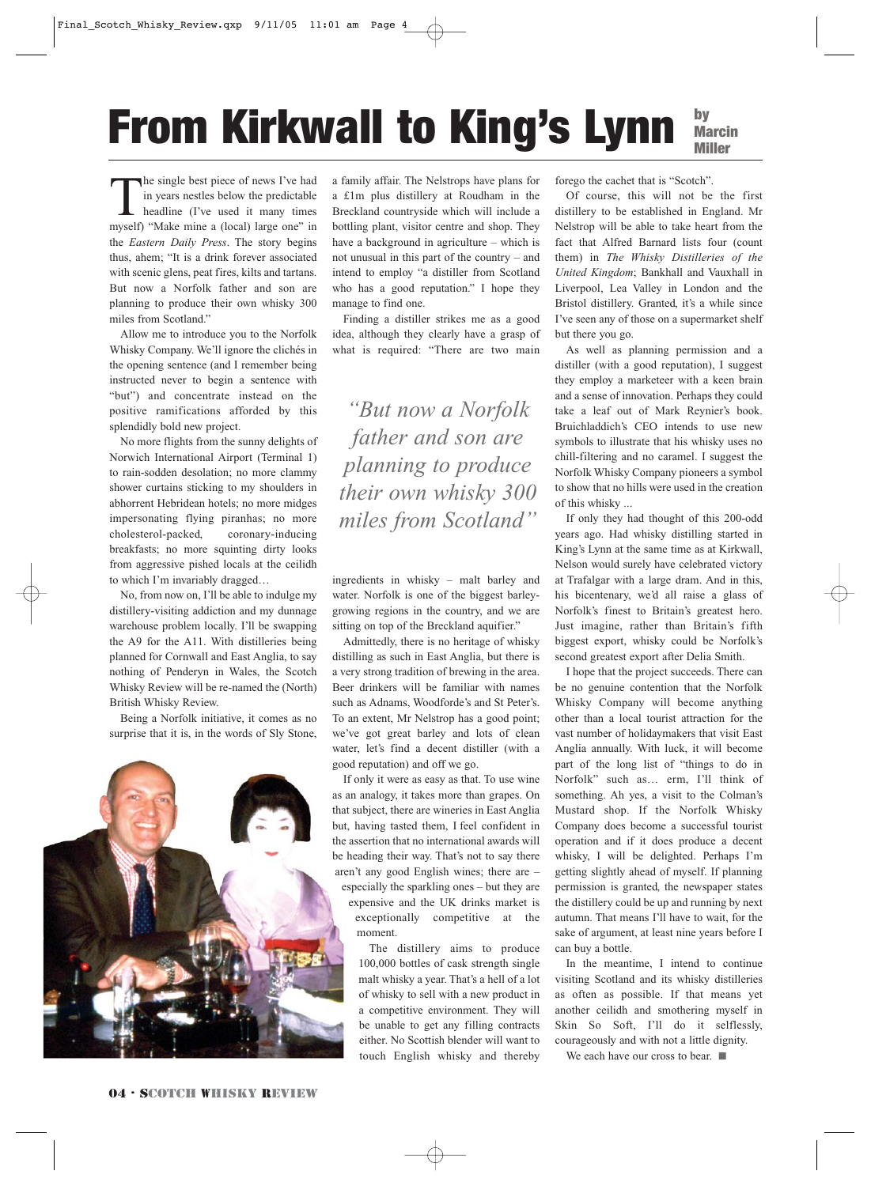# From Kirkwall to King's Lynn

**by Marcin Miller**

The single best piece of news I've had in years nestles below the predictable headline (I've used it many times myself) "Make mine a (local) large one" in the *Eastern Daily Press*. The story begins thus, ahem; "It is a drink forever associated with scenic glens, peat fires, kilts and tartans. But now a Norfolk father and son are planning to produce their own whisky 300 miles from Scotland."

Allow me to introduce you to the Norfolk Whisky Company. We'll ignore the clichés in the opening sentence (and I remember being instructed never to begin a sentence with "but") and concentrate instead on the positive ramifications afforded by this splendidly bold new project.

No more flights from the sunny delights of Norwich International Airport (Terminal 1) to rain-sodden desolation; no more clammy shower curtains sticking to my shoulders in abhorrent Hebridean hotels; no more midges impersonating flying piranhas; no more cholesterol-packed, coronary-inducing breakfasts; no more squinting dirty looks from aggressive pished locals at the ceilidh to which I'm invariably dragged…

No, from now on, I'll be able to indulge my distillery-visiting addiction and my dunnage warehouse problem locally. I'll be swapping the A9 for the A11. With distilleries being planned for Cornwall and East Anglia, to say nothing of Penderyn in Wales, the Scotch Whisky Review will be re-named the (North) British Whisky Review.

Being a Norfolk initiative, it comes as no surprise that it is, in the words of Sly Stone, a family affair. The Nelstrops have plans for a £1m plus distillery at Roudham in the Breckland countryside which will include a bottling plant, visitor centre and shop. They have a background in agriculture – which is not unusual in this part of the country – and intend to employ "a distiller from Scotland who has a good reputation." I hope they manage to find one.

Finding a distiller strikes me as a good idea, although they clearly have a grasp of what is required: "There are two main ingredients in whisky – malt barley and water. Norfolk is one of the biggest barley-growing regions in the country, and we are sitting on top of the Breckland aquifier."

> *"But now a Norfolk father and son are planning to produce their own whisky 300 miles from Scotland"*

Admittedly, there is no heritage of whisky distilling as such in East Anglia, but there is a very strong tradition of brewing in the area. Beer drinkers will be familiar with names such as Adnams, Woodforde's and St Peter's. To an extent, Mr Nelstrop has a good point; we've got great barley and lots of clean water, let's find a decent distiller (with a good reputation) and off we go.

If only it were as easy as that. To use wine as an analogy, it takes more than grapes. On that subject, there are wineries in East Anglia but, having tasted them, I feel confident in the assertion that no international awards will be heading their way. That's not to say there aren't any good English wines; there are – especially the sparkling ones – but they are expensive and the UK drinks market is exceptionally competitive at the moment.

The distillery aims to produce 100,000 bottles of cask strength single malt whisky a year. That's a hell of a lot of whisky to sell with a new product in a competitive environment. They will be unable to get any filling contracts either. No Scottish blender will want to touch English whisky and thereby forego the cachet that is "Scotch".

Of course, this will not be the first distillery to be established in England. Mr Nelstrop will be able to take heart from the fact that Alfred Barnard lists four (count them) in *The Whisky Distilleries of the United Kingdom*; Bankhall and Vauxhall in Liverpool, Lea Valley in London and the Bristol distillery. Granted, it's a while since I've seen any of those on a supermarket shelf but there you go.

As well as planning permission and a distiller (with a good reputation), I suggest they employ a marketeer with a keen brain and a sense of innovation. Perhaps they could take a leaf out of Mark Reynier's book. Bruichladdich's CEO intends to use new symbols to illustrate that his whisky uses no chill-filtering and no caramel. I suggest the Norfolk Whisky Company pioneers a symbol to show that no hills were used in the creation of this whisky ...

If only they had thought of this 200-odd years ago. Had whisky distilling started in King's Lynn at the same time as at Kirkwall, Nelson would surely have celebrated victory at Trafalgar with a large dram. And in this, his bicentenary, we'd all raise a glass of Norfolk's finest to Britain's greatest hero. Just imagine, rather than Britain's fifth biggest export, whisky could be Norfolk's second greatest export after Delia Smith.

I hope that the project succeeds. There can be no genuine contention that the Norfolk Whisky Company will become anything other than a local tourist attraction for the vast number of holidaymakers that visit East Anglia annually. With luck, it will become part of the long list of "things to do in Norfolk" such as… erm, I'll think of something. Ah yes, a visit to the Colman's Mustard shop. If the Norfolk Whisky Company does become a successful tourist operation and if it does produce a decent whisky, I will be delighted. Perhaps I'm getting slightly ahead of myself. If planning permission is granted, the newspaper states the distillery could be up and running by next autumn. That means I'll have to wait, for the sake of argument, at least nine years before I can buy a bottle.

In the meantime, I intend to continue visiting Scotland and its whisky distilleries as often as possible. If that means yet another ceilidh and smothering myself in Skin So Soft, I'll do it selflessly, courageously and with not a little dignity.

We each have our cross to bear. ■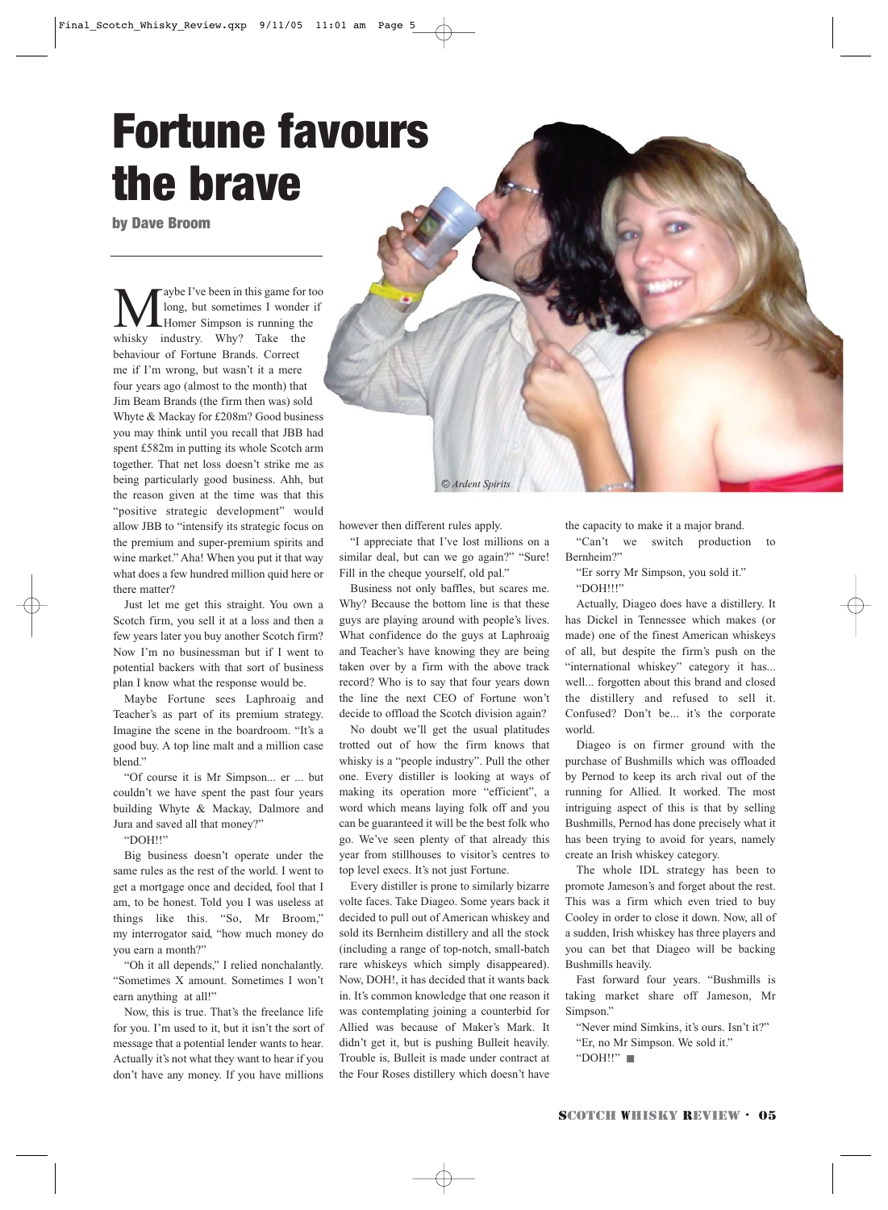# Fortune favours the brave

**by Dave Broom**

Maybe I've been in this game for too long, but sometimes I wonder if Homer Simpson is running the whisky industry. Why? Take the behaviour of Fortune Brands. Correct me if I'm wrong, but wasn't it a mere four years ago (almost to the month) that Jim Beam Brands (the firm then was) sold Whyte & Mackay for £208m? Good business you may think until you recall that JBB had spent £582m in putting its whole Scotch arm together. That net loss doesn't strike me as being particularly good business. Ahh, but the reason given at the time was that this "positive strategic development" would allow JBB to "intensify its strategic focus on the premium and super-premium spirits and wine market." Aha! When you put it that way what does a few hundred million quid here or there matter?

Just let me get this straight. You own a Scotch firm, you sell it at a loss and then a few years later you buy another Scotch firm? Now I'm no businessman but if I went to potential backers with that sort of business plan I know what the response would be.

Maybe Fortune sees Laphroaig and Teacher's as part of its premium strategy. Imagine the scene in the boardroom. "It's a good buy. A top line malt and a million case blend."

"Of course it is Mr Simpson... er ... but couldn't we have spent the past four years building Whyte & Mackay, Dalmore and Jura and saved all that money?"

"DOH!!"

Big business doesn't operate under the same rules as the rest of the world. I went to get a mortgage once and decided, fool that I am, to be honest. Told you I was useless at things like this. "So, Mr Broom," my interrogator said, "how much money do you earn a month?"

"Oh it all depends," I relied nonchalantly. "Sometimes X amount. Sometimes I won't earn anything at all!"

Now, this is true. That's the freelance life for you. I'm used to it, but it isn't the sort of message that a potential lender wants to hear. Actually it's not what they want to hear if you don't have any money. If you have millions however then different rules apply.

"I appreciate that I've lost millions on a similar deal, but can we go again?" "Sure! Fill in the cheque yourself, old pal."

Business not only baffles, but scares me. Why? Because the bottom line is that these guys are playing around with people's lives. What confidence do the guys at Laphroaig and Teacher's have knowing they are being taken over by a firm with the above track record? Who is to say that four years down the line the next CEO of Fortune won't decide to offload the Scotch division again?

No doubt we'll get the usual platitudes trotted out of how the firm knows that whisky is a "people industry". Pull the other one. Every distiller is looking at ways of making its operation more "efficient", a word which means laying folk off and you can be guaranteed it will be the best folk who go. We've seen plenty of that already this year from stillhouses to visitor's centres to top level execs. It's not just Fortune.

Every distiller is prone to similarly bizarre volte faces. Take Diageo. Some years back it decided to pull out of American whiskey and sold its Bernheim distillery and all the stock (including a range of top-notch, small-batch rare whiskeys which simply disappeared). Now, DOH!, it has decided that it wants back in. It's common knowledge that one reason it was contemplating joining a counterbid for Allied was because of Maker's Mark. It didn't get it, but is pushing Bulleit heavily. Trouble is, Bulleit is made under contract at the Four Roses distillery which doesn't have the capacity to make it a major brand.

"Can't we switch production to Bernheim?"

"Er sorry Mr Simpson, you sold it."

"DOH!!!"

Actually, Diageo does have a distillery. It has Dickel in Tennessee which makes (or made) one of the finest American whiskeys of all, but despite the firm's push on the "international whiskey" category it has... well... forgotten about this brand and closed the distillery and refused to sell it. Confused? Don't be... it's the corporate world.

Diageo is on firmer ground with the purchase of Bushmills which was offloaded by Pernod to keep its arch rival out of the running for Allied. It worked. The most intriguing aspect of this is that by selling Bushmills, Pernod has done precisely what it has been trying to avoid for years, namely create an Irish whiskey category.

The whole IDL strategy has been to promote Jameson's and forget about the rest. This was a firm which even tried to buy Cooley in order to close it down. Now, all of a sudden, Irish whiskey has three players and you can bet that Diageo will be backing Bushmills heavily.

Fast forward four years. "Bushmills is taking market share off Jameson, Mr Simpson."

"Never mind Simkins, it's ours. Isn't it?"

"Er, no Mr Simpson. We sold it."

"DOH!!" ■

© Ardent Spirits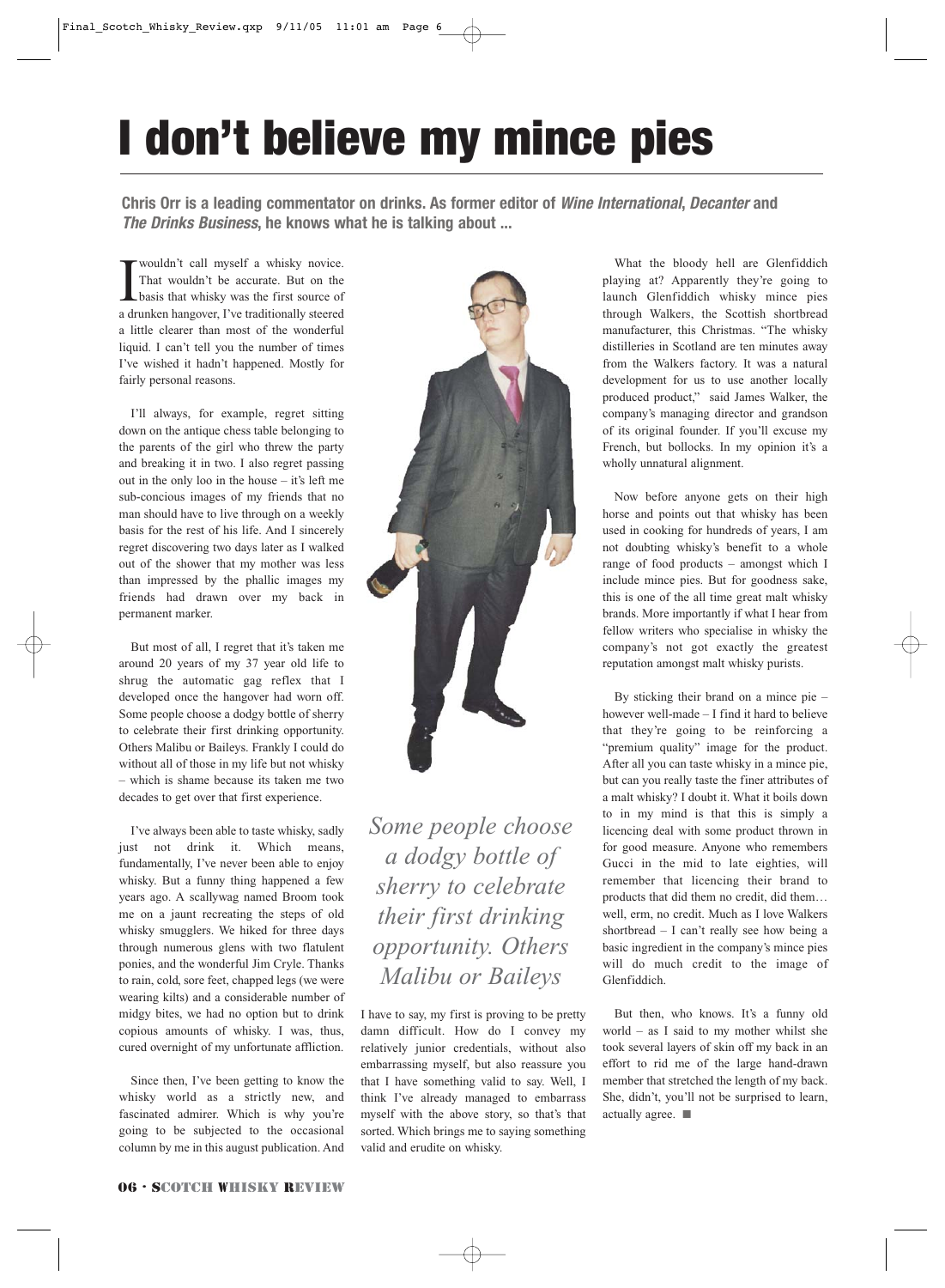# I don't believe my mince pies

**Chris Orr is a leading commentator on drinks. As former editor of *Wine International*, *Decanter* and *The Drinks Business*, he knows what he is talking about ...**

I wouldn't call myself a whisky novice. That wouldn't be accurate. But on the basis that whisky was the first source of a drunken hangover, I've traditionally steered a little clearer than most of the wonderful liquid. I can't tell you the number of times I've wished it hadn't happened. Mostly for fairly personal reasons.

I'll always, for example, regret sitting down on the antique chess table belonging to the parents of the girl who threw the party and breaking it in two. I also regret passing out in the only loo in the house – it's left me sub-concious images of my friends that no man should have to live through on a weekly basis for the rest of his life. And I sincerely regret discovering two days later as I walked out of the shower that my mother was less than impressed by the phallic images my friends had drawn over my back in permanent marker.

But most of all, I regret that it's taken me around 20 years of my 37 year old life to shrug the automatic gag reflex that I developed once the hangover had worn off. Some people choose a dodgy bottle of sherry to celebrate their first drinking opportunity. Others Malibu or Baileys. Frankly I could do without all of those in my life but not whisky – which is shame because its taken me two decades to get over that first experience.

I've always been able to taste whisky, sadly just not drink it. Which means, fundamentally, I've never been able to enjoy whisky. But a funny thing happened a few years ago. A scallywag named Broom took me on a jaunt recreating the steps of old whisky smugglers. We hiked for three days through numerous glens with two flatulent ponies, and the wonderful Jim Cryle. Thanks to rain, cold, sore feet, chapped legs (we were wearing kilts) and a considerable number of midgy bites, we had no option but to drink copious amounts of whisky. I was, thus, cured overnight of my unfortunate affliction.

Since then, I've been getting to know the whisky world as a strictly new, and fascinated admirer. Which is why you're going to be subjected to the occasional column by me in this august publication. And I have to say, my first is proving to be pretty damn difficult. How do I convey my relatively junior credentials, without also embarrassing myself, but also reassure you that I have something valid to say. Well, I think I've already managed to embarrass myself with the above story, so that's that sorted. Which brings me to saying something valid and erudite on whisky.

*Some people choose a dodgy bottle of sherry to celebrate their first drinking opportunity. Others Malibu or Baileys*

What the bloody hell are Glenfiddich playing at? Apparently they're going to launch Glenfiddich whisky mince pies through Walkers, the Scottish shortbread manufacturer, this Christmas. "The whisky distilleries in Scotland are ten minutes away from the Walkers factory. It was a natural development for us to use another locally produced product," said James Walker, the company's managing director and grandson of its original founder. If you'll excuse my French, but bollocks. In my opinion it's a wholly unnatural alignment.

Now before anyone gets on their high horse and points out that whisky has been used in cooking for hundreds of years, I am not doubting whisky's benefit to a whole range of food products – amongst which I include mince pies. But for goodness sake, this is one of the all time great malt whisky brands. More importantly if what I hear from fellow writers who specialise in whisky the company's not got exactly the greatest reputation amongst malt whisky purists.

By sticking their brand on a mince pie – however well-made – I find it hard to believe that they're going to be reinforcing a "premium quality" image for the product. After all you can taste whisky in a mince pie, but can you really taste the finer attributes of a malt whisky? I doubt it. What it boils down to in my mind is that this is simply a licencing deal with some product thrown in for good measure. Anyone who remembers Gucci in the mid to late eighties, will remember that licencing their brand to products that did them no credit, did them… well, erm, no credit. Much as I love Walkers shortbread – I can't really see how being a basic ingredient in the company's mince pies will do much credit to the image of Glenfiddich.

But then, who knows. It's a funny old world – as I said to my mother whilst she took several layers of skin off my back in an effort to rid me of the large hand-drawn member that stretched the length of my back. She, didn't, you'll not be surprised to learn, actually agree. ■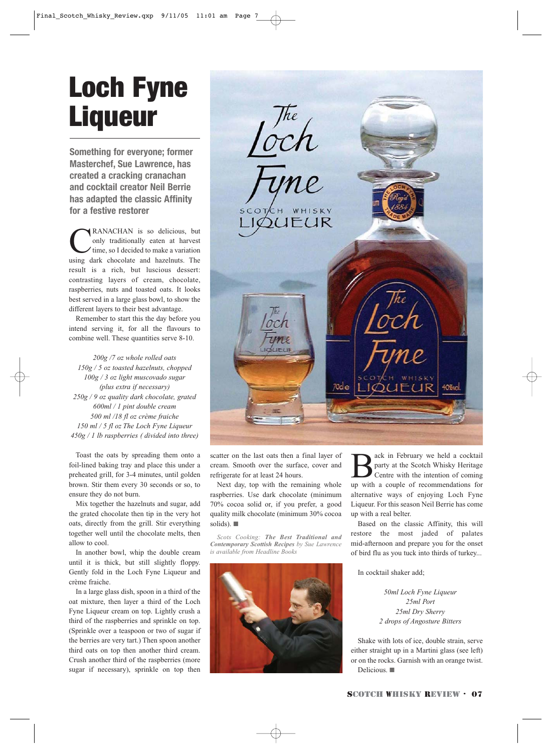# Loch Fyne Liqueur

**Something for everyone; former Masterchef, Sue Lawrence, has created a cracking cranachan and cocktail creator Neil Berrie has adapted the classic Affinity for a festive restorer**

CRANACHAN is so delicious, but only traditionally eaten at harvest time, so I decided to make a variation using dark chocolate and hazelnuts. The result is a rich, but luscious dessert: contrasting layers of cream, chocolate, raspberries, nuts and toasted oats. It looks best served in a large glass bowl, to show the different layers to their best advantage.

Remember to start this the day before you intend serving it, for all the flavours to combine well. These quantities serve 8-10.

*200g /7 oz whole rolled oats*
*150g / 5 oz toasted hazelnuts, chopped*
*100g / 3 oz light muscovado sugar*
*(plus extra if necessary)*
*250g / 9 oz quality dark chocolate, grated*
*600ml / 1 pint double cream*
*500 ml /18 fl oz crème fraiche*
*150 ml / 5 fl oz The Loch Fyne Liqueur*
*450g / 1 lb raspberries ( divided into three)*

Toast the oats by spreading them onto a foil-lined baking tray and place this under a preheated grill, for 3-4 minutes, until golden brown. Stir them every 30 seconds or so, to ensure they do not burn.

Mix together the hazelnuts and sugar, add the grated chocolate then tip in the very hot oats, directly from the grill. Stir everything together well until the chocolate melts, then allow to cool.

In another bowl, whip the double cream until it is thick, but still slightly floppy. Gently fold in the Loch Fyne Liqueur and crème fraiche.

In a large glass dish, spoon in a third of the oat mixture, then layer a third of the Loch Fyne Liqueur cream on top. Lightly crush a third of the raspberries and sprinkle on top. (Sprinkle over a teaspoon or two of sugar if the berries are very tart.) Then spoon another third oats on top then another third cream. Crush another third of the raspberries (more sugar if necessary), sprinkle on top then scatter on the last oats then a final layer of cream. Smooth over the surface, cover and refrigerate for at least 24 hours.

Next day, top with the remaining whole raspberries. Use dark chocolate (minimum 70% cocoa solid or, if you prefer, a good quality milk chocolate (minimum 30% cocoa solids). ■

*Scots Cooking: **The Best Traditional and Contemporary Scottish Recipes** by Sue Lawrence is available from Headline Books*

Back in February we held a cocktail party at the Scotch Whisky Heritage Centre with the intention of coming up with a couple of recommendations for alternative ways of enjoying Loch Fyne Liqueur. For this season Neil Berrie has come up with a real belter.

Based on the classic Affinity, this will restore the most jaded of palates mid-afternoon and prepare you for the onset of bird flu as you tuck into thirds of turkey...

In cocktail shaker add;

*50ml Loch Fyne Liqueur*
*25ml Port*
*25ml Dry Sherry*
*2 drops of Angosture Bitters*

Shake with lots of ice, double strain, serve either straight up in a Martini glass (see left) or on the rocks. Garnish with an orange twist.

Delicious. ■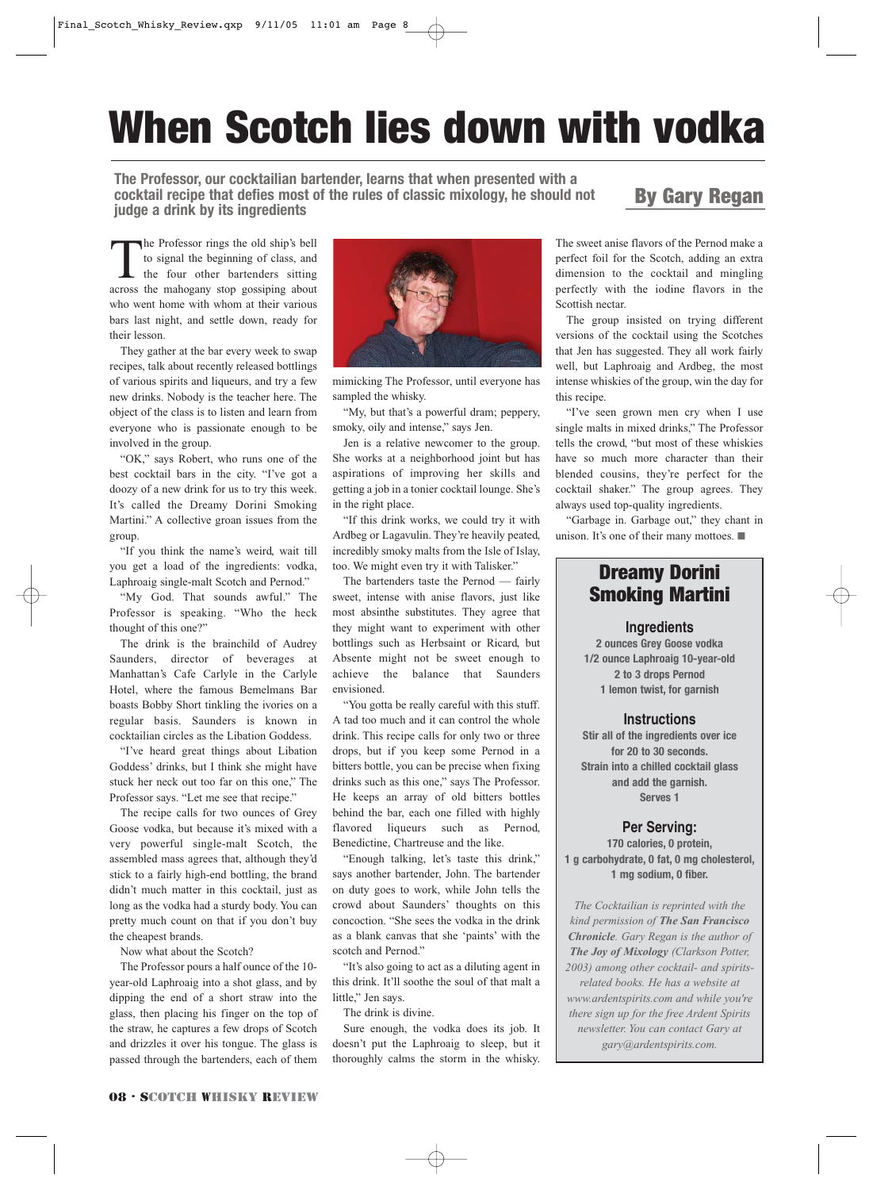# When Scotch lies down with vodka

**The Professor, our cocktailian bartender, learns that when presented with a cocktail recipe that defies most of the rules of classic mixology, he should not judge a drink by its ingredients**

**By Gary Regan**

The Professor rings the old ship's bell to signal the beginning of class, and the four other bartenders sitting across the mahogany stop gossiping about who went home with whom at their various bars last night, and settle down, ready for their lesson.

They gather at the bar every week to swap recipes, talk about recently released bottlings of various spirits and liqueurs, and try a few new drinks. Nobody is the teacher here. The object of the class is to listen and learn from everyone who is passionate enough to be involved in the group.

"OK," says Robert, who runs one of the best cocktail bars in the city. "I've got a doozy of a new drink for us to try this week. It's called the Dreamy Dorini Smoking Martini." A collective groan issues from the group.

"If you think the name's weird, wait till you get a load of the ingredients: vodka, Laphroaig single-malt Scotch and Pernod."

"My God. That sounds awful." The Professor is speaking. "Who the heck thought of this one?"

The drink is the brainchild of Audrey Saunders, director of beverages at Manhattan's Cafe Carlyle in the Carlyle Hotel, where the famous Bemelmans Bar boasts Bobby Short tinkling the ivories on a regular basis. Saunders is known in cocktailian circles as the Libation Goddess.

"I've heard great things about Libation Goddess' drinks, but I think she might have stuck her neck out too far on this one," The Professor says. "Let me see that recipe."

The recipe calls for two ounces of Grey Goose vodka, but because it's mixed with a very powerful single-malt Scotch, the assembled mass agrees that, although they'd stick to a fairly high-end bottling, the brand didn't much matter in this cocktail, just as long as the vodka had a sturdy body. You can pretty much count on that if you don't buy the cheapest brands.

Now what about the Scotch?

The Professor pours a half ounce of the 10-year-old Laphroaig into a shot glass, and by dipping the end of a short straw into the glass, then placing his finger on the top of the straw, he captures a few drops of Scotch and drizzles it over his tongue. The glass is passed through the bartenders, each of them mimicking The Professor, until everyone has sampled the whisky.

"My, but that's a powerful dram; peppery, smoky, oily and intense," says Jen.

Jen is a relative newcomer to the group. She works at a neighborhood joint but has aspirations of improving her skills and getting a job in a tonier cocktail lounge. She's in the right place.

"If this drink works, we could try it with Ardbeg or Lagavulin. They're heavily peated, incredibly smoky malts from the Isle of Islay, too. We might even try it with Talisker."

The bartenders taste the Pernod — fairly sweet, intense with anise flavors, just like most absinthe substitutes. They agree that they might want to experiment with other bottlings such as Herbsaint or Ricard, but Absente might not be sweet enough to achieve the balance that Saunders envisioned.

"You gotta be really careful with this stuff. A tad too much and it can control the whole drink. This recipe calls for only two or three drops, but if you keep some Pernod in a bitters bottle, you can be precise when fixing drinks such as this one," says The Professor. He keeps an array of old bitters bottles behind the bar, each one filled with highly flavored liqueurs such as Pernod, Benedictine, Chartreuse and the like.

"Enough talking, let's taste this drink," says another bartender, John. The bartender on duty goes to work, while John tells the crowd about Saunders' thoughts on this concoction. "She sees the vodka in the drink as a blank canvas that she 'paints' with the scotch and Pernod."

"It's also going to act as a diluting agent in this drink. It'll soothe the soul of that malt a little," Jen says.

The drink is divine.

Sure enough, the vodka does its job. It doesn't put the Laphroaig to sleep, but it thoroughly calms the storm in the whisky. The sweet anise flavors of the Pernod make a perfect foil for the Scotch, adding an extra dimension to the cocktail and mingling perfectly with the iodine flavors in the Scottish nectar.

The group insisted on trying different versions of the cocktail using the Scotches that Jen has suggested. They all work fairly well, but Laphroaig and Ardbeg, the most intense whiskies of the group, win the day for this recipe.

"I've seen grown men cry when I use single malts in mixed drinks," The Professor tells the crowd, "but most of these whiskies have so much more character than their blended cousins, they're perfect for the cocktail shaker." The group agrees. They always used top-quality ingredients.

"Garbage in. Garbage out," they chant in unison. It's one of their many mottoes. ■

## Dreamy Dorini Smoking Martini

### Ingredients

2 ounces Grey Goose vodka
1/2 ounce Laphroaig 10-year-old
2 to 3 drops Pernod
1 lemon twist, for garnish

### Instructions

Stir all of the ingredients over ice for 20 to 30 seconds.
Strain into a chilled cocktail glass and add the garnish.
Serves 1

### Per Serving:

170 calories, 0 protein, 1 g carbohydrate, 0 fat, 0 mg cholesterol, 1 mg sodium, 0 fiber.

*The Cocktailian is reprinted with the kind permission of **The San Francisco Chronicle**. Gary Regan is the author of **The Joy of Mixology** (Clarkson Potter, 2003) among other cocktail- and spirits-related books. He has a website at www.ardentspirits.com and while you're there sign up for the free Ardent Spirits newsletter. You can contact Gary at gary@ardentspirits.com.*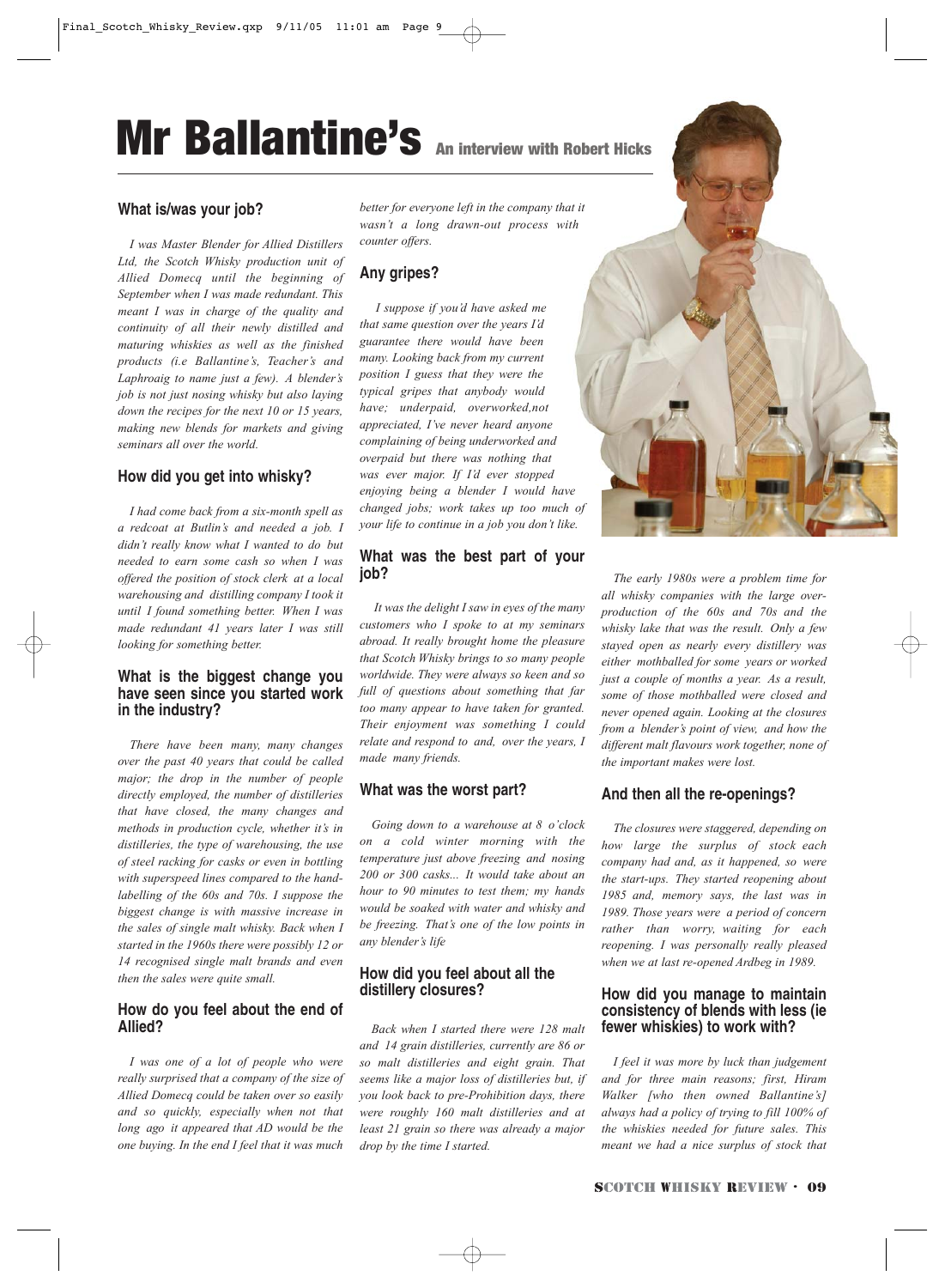# Mr Ballantine's

**An interview with Robert Hicks**

## What is/was your job?

*I was Master Blender for Allied Distillers Ltd, the Scotch Whisky production unit of Allied Domecq until the beginning of September when I was made redundant. This meant I was in charge of the quality and continuity of all their newly distilled and maturing whiskies as well as the finished products (i.e Ballantine's, Teacher's and Laphroaig to name just a few). A blender's job is not just nosing whisky but also laying down the recipes for the next 10 or 15 years, making new blends for markets and giving seminars all over the world.*

## How did you get into whisky?

*I had come back from a six-month spell as a redcoat at Butlin's and needed a job. I didn't really know what I wanted to do but needed to earn some cash so when I was offered the position of stock clerk at a local warehousing and distilling company I took it until I found something better. When I was made redundant 41 years later I was still looking for something better.*

## What is the biggest change you have seen since you started work in the industry?

*There have been many, many changes over the past 40 years that could be called major; the drop in the number of people directly employed, the number of distilleries that have closed, the many changes and methods in production cycle, whether it's in distilleries, the type of warehousing, the use of steel racking for casks or even in bottling with superspeed lines compared to the hand-labelling of the 60s and 70s. I suppose the biggest change is with massive increase in the sales of single malt whisky. Back when I started in the 1960s there were possibly 12 or 14 recognised single malt brands and even then the sales were quite small.*

## How do you feel about the end of Allied?

*I was one of a lot of people who were really surprised that a company of the size of Allied Domecq could be taken over so easily and so quickly, especially when not that long ago it appeared that AD would be the one buying. In the end I feel that it was much better for everyone left in the company that it wasn't a long drawn-out process with counter offers.*

## Any gripes?

*I suppose if you'd have asked me that same question over the years I'd guarantee there would have been many. Looking back from my current position I guess that they were the typical gripes that anybody would have; underpaid, overworked,not appreciated, I've never heard anyone complaining of being underworked and overpaid but there was nothing that was ever major. If I'd ever stopped enjoying being a blender I would have changed jobs; work takes up too much of your life to continue in a job you don't like.*

## What was the best part of your job?

*It was the delight I saw in eyes of the many customers who I spoke to at my seminars abroad. It really brought home the pleasure that Scotch Whisky brings to so many people worldwide. They were always so keen and so full of questions about something that far too many appear to have taken for granted. Their enjoyment was something I could relate and respond to and, over the years, I made many friends.*

## What was the worst part?

*Going down to a warehouse at 8 o'clock on a cold winter morning with the temperature just above freezing and nosing 200 or 300 casks... It would take about an hour to 90 minutes to test them; my hands would be soaked with water and whisky and be freezing. That's one of the low points in any blender's life*

## How did you feel about all the distillery closures?

*Back when I started there were 128 malt and 14 grain distilleries, currently are 86 or so malt distilleries and eight grain. That seems like a major loss of distilleries but, if you look back to pre-Prohibition days, there were roughly 160 malt distilleries and at least 21 grain so there was already a major drop by the time I started.*

*The early 1980s were a problem time for all whisky companies with the large over-production of the 60s and 70s and the whisky lake that was the result. Only a few stayed open as nearly every distillery was either mothballed for some years or worked just a couple of months a year. As a result, some of those mothballed were closed and never opened again. Looking at the closures from a blender's point of view, and how the different malt flavours work together, none of the important makes were lost.*

## And then all the re-openings?

*The closures were staggered, depending on how large the surplus of stock each company had and, as it happened, so were the start-ups. They started reopening about 1985 and, memory says, the last was in 1989. Those years were a period of concern rather than worry, waiting for each reopening. I was personally really pleased when we at last re-opened Ardbeg in 1989.*

## How did you manage to maintain consistency of blends with less (ie fewer whiskies) to work with?

*I feel it was more by luck than judgement and for three main reasons; first, Hiram Walker [who then owned Ballantine's] always had a policy of trying to fill 100% of the whiskies needed for future sales. This meant we had a nice surplus of stock that*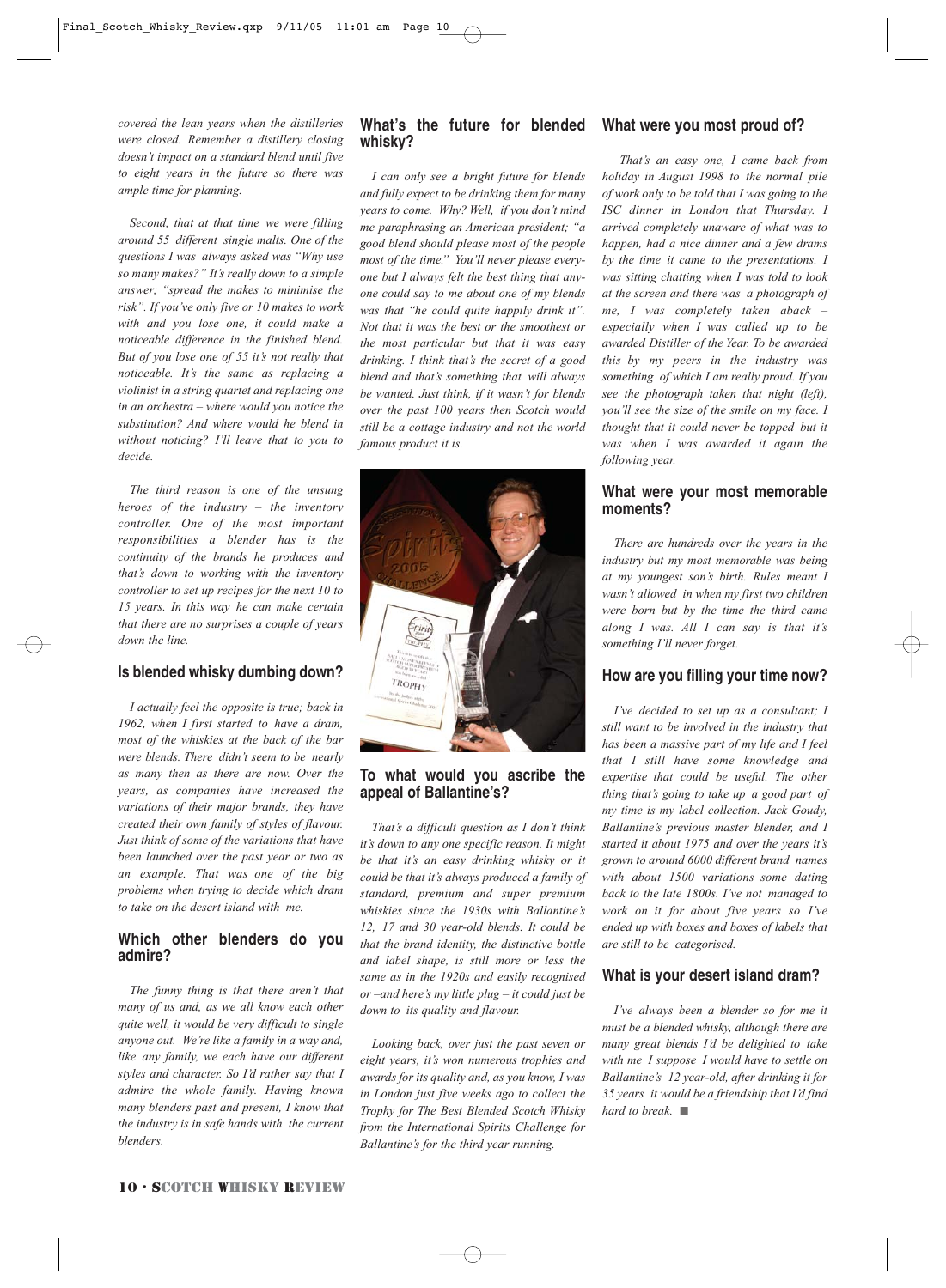*covered the lean years when the distilleries were closed. Remember a distillery closing doesn't impact on a standard blend until five to eight years in the future so there was ample time for planning.*

*Second, that at that time we were filling around 55 different single malts. One of the questions I was always asked was "Why use so many makes?" It's really down to a simple answer; "spread the makes to minimise the risk". If you've only five or 10 makes to work with and you lose one, it could make a noticeable difference in the finished blend. But of you lose one of 55 it's not really that noticeable. It's the same as replacing a violinist in a string quartet and replacing one in an orchestra – where would you notice the substitution? And where would he blend in without noticing? I'll leave that to you to decide.*

*The third reason is one of the unsung heroes of the industry – the inventory controller. One of the most important responsibilities a blender has is the continuity of the brands he produces and that's down to working with the inventory controller to set up recipes for the next 10 to 15 years. In this way he can make certain that there are no surprises a couple of years down the line.*

## Is blended whisky dumbing down?

*I actually feel the opposite is true; back in 1962, when I first started to have a dram, most of the whiskies at the back of the bar were blends. There didn't seem to be nearly as many then as there are now. Over the years, as companies have increased the variations of their major brands, they have created their own family of styles of flavour. Just think of some of the variations that have been launched over the past year or two as an example. That was one of the big problems when trying to decide which dram to take on the desert island with me.*

## Which other blenders do you admire?

*The funny thing is that there aren't that many of us and, as we all know each other quite well, it would be very difficult to single anyone out. We're like a family in a way and, like any family, we each have our different styles and character. So I'd rather say that I admire the whole family. Having known many blenders past and present, I know that the industry is in safe hands with the current blenders.*

## What's the future for blended whisky?

*I can only see a bright future for blends and fully expect to be drinking them for many years to come. Why? Well, if you don't mind me paraphrasing an American president; "a good blend should please most of the people most of the time." You'll never please everyone but I always felt the best thing that anyone could say to me about one of my blends was that "he could quite happily drink it". Not that it was the best or the smoothest or the most particular but that it was easy drinking. I think that's the secret of a good blend and that's something that will always be wanted. Just think, if it wasn't for blends over the past 100 years then Scotch would still be a cottage industry and not the world famous product it is.*

## To what would you ascribe the appeal of Ballantine's?

*That's a difficult question as I don't think it's down to any one specific reason. It might be that it's an easy drinking whisky or it could be that it's always produced a family of standard, premium and super premium whiskies since the 1930s with Ballantine's 12, 17 and 30 year-old blends. It could be that the brand identity, the distinctive bottle and label shape, is still more or less the same as in the 1920s and easily recognised or –and here's my little plug – it could just be down to its quality and flavour.*

*Looking back, over just the past seven or eight years, it's won numerous trophies and awards for its quality and, as you know, I was in London just five weeks ago to collect the Trophy for The Best Blended Scotch Whisky from the International Spirits Challenge for Ballantine's for the third year running.*

## What were you most proud of?

*That's an easy one, I came back from holiday in August 1998 to the normal pile of work only to be told that I was going to the ISC dinner in London that Thursday. I arrived completely unaware of what was to happen, had a nice dinner and a few drams by the time it came to the presentations. I was sitting chatting when I was told to look at the screen and there was a photograph of me, I was completely taken aback – especially when I was called up to be awarded Distiller of the Year. To be awarded this by my peers in the industry was something of which I am really proud. If you see the photograph taken that night (left), you'll see the size of the smile on my face. I thought that it could never be topped but it was when I was awarded it again the following year.*

## What were your most memorable moments?

*There are hundreds over the years in the industry but my most memorable was being at my youngest son's birth. Rules meant I wasn't allowed in when my first two children were born but by the time the third came along I was. All I can say is that it's something I'll never forget.*

## How are you filling your time now?

*I've decided to set up as a consultant; I still want to be involved in the industry that has been a massive part of my life and I feel that I still have some knowledge and expertise that could be useful. The other thing that's going to take up a good part of my time is my label collection. Jack Goudy, Ballantine's previous master blender, and I started it about 1975 and over the years it's grown to around 6000 different brand names with about 1500 variations some dating back to the late 1800s. I've not managed to work on it for about five years so I've ended up with boxes and boxes of labels that are still to be categorised.*

## What is your desert island dram?

*I've always been a blender so for me it must be a blended whisky, although there are many great blends I'd be delighted to take with me I suppose I would have to settle on Ballantine's 12 year-old, after drinking it for 35 years it would be a friendship that I'd find hard to break.* ■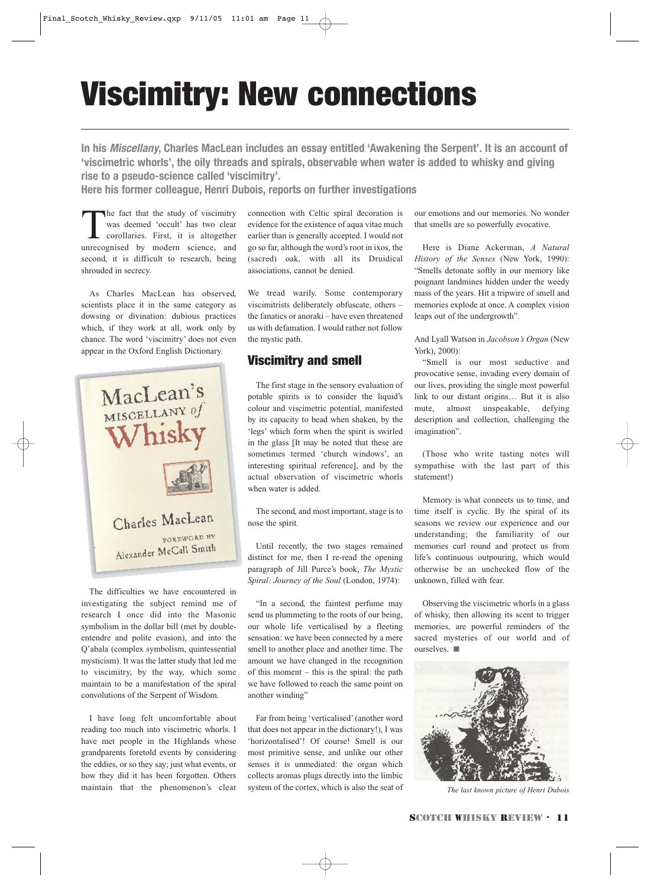# Viscimitry: New connections

**In his *Miscellany*, Charles MacLean includes an essay entitled 'Awakening the Serpent'. It is an account of 'viscimetric whorls', the oily threads and spirals, observable when water is added to whisky and giving rise to a pseudo-science called 'viscimitry'.**
**Here his former colleague, Henri Dubois, reports on further investigations**

The fact that the study of viscimitry was deemed 'occult' has two clear corollaries. First, it is altogether unrecognised by modern science, and second, it is difficult to research, being shrouded in secrecy.

As Charles MacLean has observed, scientists place it in the same category as dowsing or divination: dubious practices which, if they work at all, work only by chance. The word 'viscimitry' does not even appear in the Oxford English Dictionary.

The difficulties we have encountered in investigating the subject remind me of research I once did into the Masonic symbolism in the dollar bill (met by double-entendre and polite evasion), and into the Q'abala (complex symbolism, quintessential mysticism). It was the latter study that led me to viscimitry, by the way, which some maintain to be a manifestation of the spiral convolutions of the Serpent of Wisdom.

I have long felt uncomfortable about reading too much into viscimetric whorls. I have met people in the Highlands whose grandparents foretold events by considering the eddies, or so they say; just what events, or how they did it has been forgotten. Others maintain that the phenomenon's clear connection with Celtic spiral decoration is evidence for the existence of aqua vitae much earlier than is generally accepted. I would not go so far, although the word's root in ixos, the (sacred) oak, with all its Druidical associations, cannot be denied.

We tread warily. Some contemporary viscimitrists deliberately obfuscate, others – the fanatics or anoraki – have even threatened us with defamation. I would rather not follow the mystic path.

## Viscimitry and smell

The first stage in the sensory evaluation of potable spirits is to consider the liquid's colour and viscimetric potential, manifested by its capacity to bead when shaken, by the 'legs' which form when the spirit is swirled in the glass [It may be noted that these are sometimes termed 'church windows', an interesting spiritual reference], and by the actual observation of viscimetric whorls when water is added.

The second, and most important, stage is to nose the spirit.

Until recently, the two stages remained distinct for me, then I re-read the opening paragraph of Jill Purce's book, *The Mystic Spiral: Journey of the Soul* (London, 1974):

"In a second, the faintest perfume may send us plummeting to the roots of our being, our whole life verticalised by a fleeting sensation: we have been connected by a mere smell to another place and another time. The amount we have changed in the recognition of this moment – this is the spiral: the path we have followed to reach the same point on another winding"

Far from being 'verticalised' (another word that does not appear in the dictionary!), I was 'horizontalised'! Of course! Smell is our most primitive sense, and unlike our other senses it is unmediated: the organ which collects aromas plugs directly into the limbic system of the cortex, which is also the seat of our emotions and our memories. No wonder that smells are so powerfully evocative.

Here is Diane Ackerman, *A Natural History of the Senses* (New York, 1990): "Smells detonate softly in our memory like poignant landmines hidden under the weedy mass of the years. Hit a tripwire of smell and memories explode at once. A complex vision leaps out of the undergrowth".

And Lyall Watson in *Jacobson's Organ* (New York), 2000):

"Smell is our most seductive and provocative sense, invading every domain of our lives, providing the single most powerful link to our distant origins… But it is also mute, almost unspeakable, defying description and collection, challenging the imagination".

(Those who write tasting notes will sympathise with the last part of this statement!)

Memory is what connects us to time, and time itself is cyclic. By the spiral of its seasons we review our experience and our understanding; the familiarity of our memories curl round and protect us from life's continuous outpouring, which would otherwise be an unchecked flow of the unknown, filled with fear.

Observing the viscimetric whorls in a glass of whisky, then allowing its scent to trigger memories, are powerful reminders of the sacred mysteries of our world and of ourselves. ■

*The last known picture of Henri Dubois*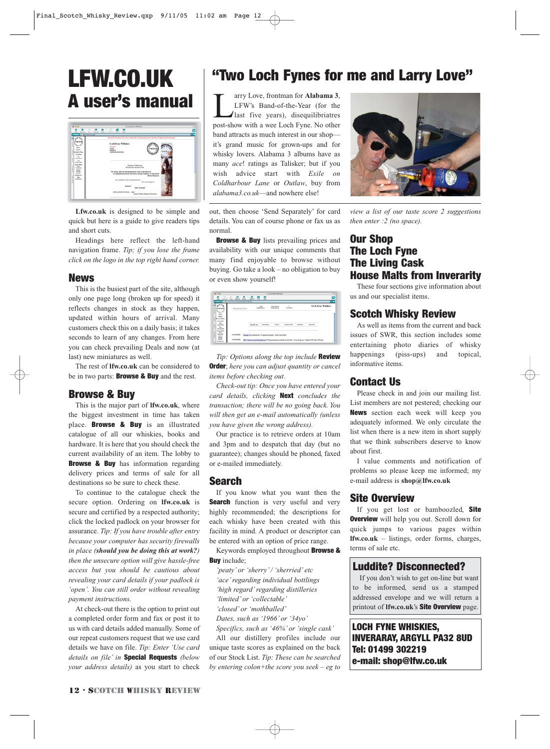# LFW.CO.UK
## A user's manual

**Lfw.co.uk** is designed to be simple and quick but here is a guide to give readers tips and short cuts.

Headings here reflect the left-hand navigation frame. *Tip; if you lose the frame click on the logo in the top right hand corner.*

### News

This is the busiest part of the site, although only one page long (broken up for speed) it reflects changes in stock as they happen, updated within hours of arrival. Many customers check this on a daily basis; it takes seconds to learn of any changes. From here you can check prevailing Deals and now (at last) new miniatures as well.

The rest of **lfw.co.uk** can be considered to be in two parts: **Browse & Buy** and the rest.

### Browse & Buy

This is the major part of **lfw.co.uk**, where the biggest investment in time has taken place. **Browse & Buy** is an illustrated catalogue of all our whiskies, books and hardware. It is here that you should check the current availability of an item. The lobby to **Browse & Buy** has information regarding delivery prices and terms of sale for all destinations so be sure to check these.

To continue to the catalogue check the secure option. Ordering on **lfw.co.uk** is secure and certified by a respected authority; click the locked padlock on your browser for assurance. *Tip: If you have trouble after entry because your computer has security firewalls in place (**should you be doing this at work?**) then the unsecure option will give hassle-free access but you should be cautious about revealing your card details if your padlock is 'open'. You can still order without revealing payment instructions.*

At check-out there is the option to print out a completed order form and fax or post it to us with card details added manually. Some of our repeat customers request that we use card details we have on file. *Tip: Enter 'Use card details on file' in* **Special Requests** *(below your address details)* as you start to check out, then choose 'Send Separately' for card details. You can of course phone or fax us as normal.

**Browse & Buy** lists prevailing prices and availability with our unique comments that many find enjoyable to browse without buying. Go take a look – no obligation to buy or even show yourself!

*Tip: Options along the top include* **Review Order**; *here you can adjust quantity or cancel items before checking out.*

*Check-out tip: Once you have entered your card details, clicking* **Next** *concludes the transaction; there will be no going back. You will then get an e-mail automatically (unless you have given the wrong address).*

Our practice is to retrieve orders at 10am and 3pm and to despatch that day (but no guarantee); changes should be phoned, faxed or e-mailed immediately.

### Search

If you know what you want then the **Search** function is very useful and very highly recommended; the descriptions for each whisky have been created with this facility in mind. A product or descriptor can be entered with an option of price range.

Keywords employed throughout **Browse & Buy** include;

*'peaty' or 'sherry' / 'sherried' etc*
*'ace' regarding individual bottlings*
*'high regard' regarding distilleries*
*'limited' or 'collectable'*
*'closed' or 'mothballed'*
*Dates, such as '1966' or '34yo'*
*Specifics, such as '46%' or 'single cask'*

All our distillery profiles include our unique taste scores as explained on the back of our Stock List. *Tip: These can be searched by entering colon+the score you seek – eg to view a list of our taste score 2 suggestions then enter :2 (no space).*

### Our Shop
### The Loch Fyne
### The Living Cask
### House Malts from Inveraray

These four sections give information about us and our specialist items.

### Scotch Whisky Review

As well as items from the current and back issues of SWR, this section includes some entertaining photo diaries of whisky happenings (piss-ups) and topical, informative items.

### Contact Us

Please check in and join our mailing list. List members are not pestered; checking our **News** section each week will keep you adequately informed. We only circulate the list when there is a new item in short supply that we think subscribers deserve to know about first.

I value comments and notification of problems so please keep me informed; my e-mail address is **shop@lfw.co.uk**

### Site Overview

If you get lost or bamboozled, **Site Overview** will help you out. Scroll down for quick jumps to various pages within **lfw.co.uk** – listings, order forms, charges, terms of sale etc.

### Luddite? Disconnected?

If you don't wish to get on-line but want to be informed, send us a stamped addressed envelope and we will return a printout of **lfw.co.uk**'s **Site Overview** page.

**LOCH FYNE WHISKIES,**
**INVERARAY, ARGYLL PA32 8UD**
**Tel: 01499 302219**
**e-mail: shop@lfw.co.uk**

# "Two Loch Fynes for me and Larry Love"

Larry Love, frontman for **Alabama 3**, LFW's Band-of-the-Year (for the last five years), disequilibriatres post-show with a wee Loch Fyne. No other band attracts as much interest in our shop—it's grand music for grown-ups and for whisky lovers. Alabama 3 albums have as many *ace*! ratings as Talisker; but if you wish advice start with *Exile on Coldharbour Lane* or *Outlaw*, buy from *alabama3.co.uk*—and nowhere else!